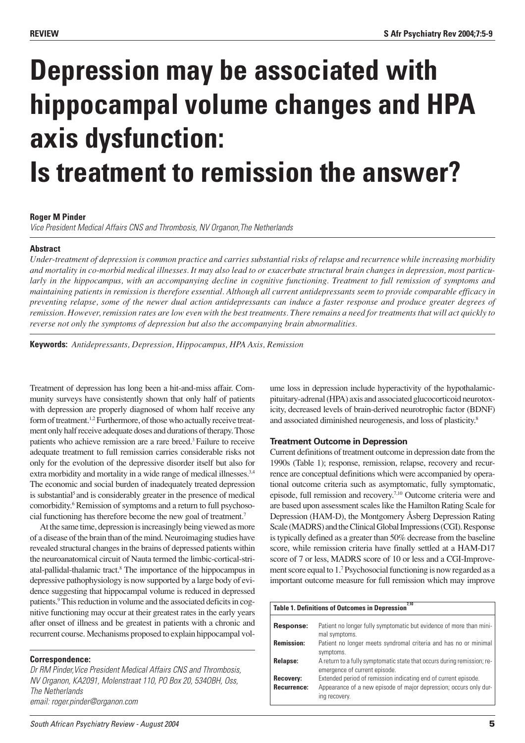# Depression may be associated with hippocampal volume changes and HPA axis dysfunction: Is treatment to remission the answer?

**Roger M Pinder**

*Vice President Medical Affairs CNS and Thrombosis, NV Organon, The Netherlands*

### Abstract

*Under-treatment of depression is common practice and carries substantial risks of relapse and recurrence while increasing morbidity and mortality in co-morbid medical illnesses. It may also lead to or exacerbate structural brain changes in depression, most particularly in the hippocampus, with an accompanying decline in cognitive functioning. Treatment to full remission of symptoms and maintaining patients in remission is therefore essential. Although all current antidepressants seem to provide comparable efficacy in preventing relapse, some of the newer dual action antidepressants can induce a faster response and produce greater degrees of remission. However, remission rates are low even with the best treatments. There remains a need for treatments that will act quickly to reverse not only the symptoms of depression but also the accompanying brain abnormalities.*

**Keywords:** *Antidepressants, Depression, Hippocampus, HPA Axis, Remission*

Treatment of depression has long been a hit-and-miss affair. Community surveys have consistently shown that only half of patients with depression are properly diagnosed of whom half receive any form of treatment.[1,2] Furthermore, of those who actually receive treatment only half receive adequate doses and durations of therapy. Those patients who achieve remission are a rare breed.[3] Failure to receive adequate treatment to full remission carries considerable risks not only for the evolution of the depressive disorder itself but also for extra morbidity and mortality in a wide range of medical illnesses.[3,4] The economic and social burden of inadequately treated depression is substantial[5] and is considerably greater in the presence of medical comorbidity.[6] Remission of symptoms and a return to full psychosocial functioning has therefore become the new goal of treatment.[7]

At the same time, depression is increasingly being viewed as more of a disease of the brain than of the mind. Neuroimaging studies have revealed structural changes in the brains of depressed patients within the neuroanatomical circuit of Nauta termed the limbic-cortical-striatal-pallidal-thalamic tract.[8] The importance of the hippocampus in depressive pathophysiology is now supported by a large body of evidence suggesting that hippocampal volume is reduced in depressed patients.[9] This reduction in volume and the associated deficits in cognitive functioning may occur at their greatest rates in the early years after onset of illness and be greatest in patients with a chronic and recurrent course. Mechanisms proposed to explain hippocampal volume loss in depression include hyperactivity of the hypothalamic-pituitary-adrenal (HPA) axis and associated glucocorticoid neurotoxicity, decreased levels of brain-derived neurotrophic factor (BDNF) and associated diminished neurogenesis, and loss of plasticity.[8]

### Treatment Outcome in Depression

Current definitions of treatment outcome in depression date from the 1990s (Table 1); response, remission, relapse, recovery and recurrence are conceptual definitions which were accompanied by operational outcome criteria such as asymptomatic, fully symptomatic, episode, full remission and recovery.[7,10] Outcome criteria were and are based upon assessment scales like the Hamilton Rating Scale for Depression (HAM-D), the Montgomery Åsberg Depression Rating Scale (MADRS) and the Clinical Global Impressions (CGI). Response is typically defined as a greater than 50% decrease from the baseline score, while remission criteria have finally settled at a HAM-D17 score of 7 or less, MADRS score of 10 or less and a CGI-Improvement score equal to 1.[7] Psychosocial functioning is now regarded as a important outcome measure for full remission which may improve

**Table 1. Definitions of Outcomes in Depression[7,10]**

| Outcome | Definition |
|---|---|
| **Response:** | Patient no longer fully symptomatic but evidence of more than minimal symptoms. |
| **Remission:** | Patient no longer meets syndromal criteria and has no or minimal symptoms. |
| **Relapse:** | A return to a fully symptomatic state that occurs during remission; re-emergence of current episode. |
| **Recovery:** | Extended period of remission indicating end of current episode. |
| **Recurrence:** | Appearance of a new episode of major depression; occurs only during recovery. |

**Correspondence:**

*Dr RM Pinder, Vice President Medical Affairs CNS and Thrombosis, NV Organon, KA2091, Molenstraat 110, PO Box 20, 534OBH, Oss, The Netherlands*

*email: roger.pinder@organon.com*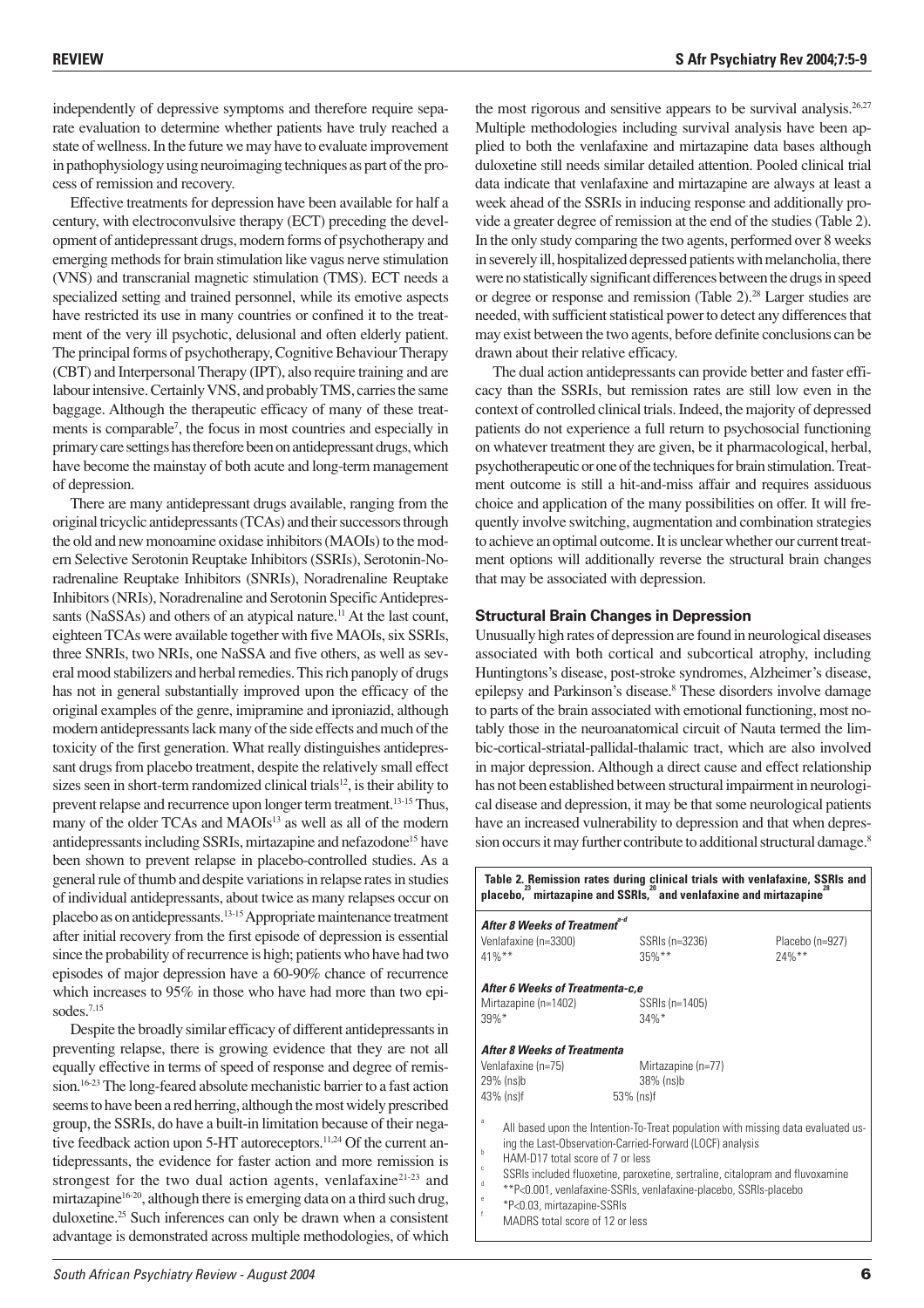independently of depressive symptoms and therefore require separate evaluation to determine whether patients have truly reached a state of wellness. In the future we may have to evaluate improvement in pathophysiology using neuroimaging techniques as part of the process of remission and recovery.

Effective treatments for depression have been available for half a century, with electroconvulsive therapy (ECT) preceding the development of antidepressant drugs, modern forms of psychotherapy and emerging methods for brain stimulation like vagus nerve stimulation (VNS) and transcranial magnetic stimulation (TMS). ECT needs a specialized setting and trained personnel, while its emotive aspects have restricted its use in many countries or confined it to the treatment of the very ill psychotic, delusional and often elderly patient. The principal forms of psychotherapy, Cognitive Behaviour Therapy (CBT) and Interpersonal Therapy (IPT), also require training and are labour intensive. Certainly VNS, and probably TMS, carries the same baggage. Although the therapeutic efficacy of many of these treatments is comparable[7], the focus in most countries and especially in primary care settings has therefore been on antidepressant drugs, which have become the mainstay of both acute and long-term management of depression.

There are many antidepressant drugs available, ranging from the original tricyclic antidepressants (TCAs) and their successors through the old and new monoamine oxidase inhibitors (MAOIs) to the modern Selective Serotonin Reuptake Inhibitors (SSRIs), Serotonin-Noradrenaline Reuptake Inhibitors (SNRIs), Noradrenaline Reuptake Inhibitors (NRIs), Noradrenaline and Serotonin Specific Antidepressants (NaSSAs) and others of an atypical nature.[11] At the last count, eighteen TCAs were available together with five MAOIs, six SSRIs, three SNRIs, two NRIs, one NaSSA and five others, as well as several mood stabilizers and herbal remedies. This rich panoply of drugs has not in general substantially improved upon the efficacy of the original examples of the genre, imipramine and iproniazid, although modern antidepressants lack many of the side effects and much of the toxicity of the first generation. What really distinguishes antidepressant drugs from placebo treatment, despite the relatively small effect sizes seen in short-term randomized clinical trials[12], is their ability to prevent relapse and recurrence upon longer term treatment.[13-15] Thus, many of the older TCAs and MAOIs[13] as well as all of the modern antidepressants including SSRIs, mirtazapine and nefazodone[15] have been shown to prevent relapse in placebo-controlled studies. As a general rule of thumb and despite variations in relapse rates in studies of individual antidepressants, about twice as many relapses occur on placebo as on antidepressants.[13-15] Appropriate maintenance treatment after initial recovery from the first episode of depression is essential since the probability of recurrence is high; patients who have had two episodes of major depression have a 60-90% chance of recurrence which increases to 95% in those who have had more than two episodes.[7,15]

Despite the broadly similar efficacy of different antidepressants in preventing relapse, there is growing evidence that they are not all equally effective in terms of speed of response and degree of remission.[16-23] The long-feared absolute mechanistic barrier to a fast action seems to have been a red herring, although the most widely prescribed group, the SSRIs, do have a built-in limitation because of their negative feedback action upon 5-HT autoreceptors.[11,24] Of the current antidepressants, the evidence for faster action and more remission is strongest for the two dual action agents, venlafaxine[21-23] and mirtazapine[16-20], although there is emerging data on a third such drug, duloxetine.[25] Such inferences can only be drawn when a consistent advantage is demonstrated across multiple methodologies, of which the most rigorous and sensitive appears to be survival analysis.[26,27] Multiple methodologies including survival analysis have been applied to both the venlafaxine and mirtazapine data bases although duloxetine still needs similar detailed attention. Pooled clinical trial data indicate that venlafaxine and mirtazapine are always at least a week ahead of the SSRIs in inducing response and additionally provide a greater degree of remission at the end of the studies (Table 2). In the only study comparing the two agents, performed over 8 weeks in severely ill, hospitalized depressed patients with melancholia, there were no statistically significant differences between the drugs in speed or degree or response and remission (Table 2).[28] Larger studies are needed, with sufficient statistical power to detect any differences that may exist between the two agents, before definite conclusions can be drawn about their relative efficacy.

The dual action antidepressants can provide better and faster efficacy than the SSRIs, but remission rates are still low even in the context of controlled clinical trials. Indeed, the majority of depressed patients do not experience a full return to psychosocial functioning on whatever treatment they are given, be it pharmacological, herbal, psychotherapeutic or one of the techniques for brain stimulation. Treatment outcome is still a hit-and-miss affair and requires assiduous choice and application of the many possibilities on offer. It will frequently involve switching, augmentation and combination strategies to achieve an optimal outcome. It is unclear whether our current treatment options will additionally reverse the structural brain changes that may be associated with depression.

## Structural Brain Changes in Depression

Unusually high rates of depression are found in neurological diseases associated with both cortical and subcortical atrophy, including Huntingtons's disease, post-stroke syndromes, Alzheimer's disease, epilepsy and Parkinson's disease.[8] These disorders involve damage to parts of the brain associated with emotional functioning, most notably those in the neuroanatomical circuit of Nauta termed the limbic-cortical-striatal-pallidal-thalamic tract, which are also involved in major depression. Although a direct cause and effect relationship has not been established between structural impairment in neurological disease and depression, it may be that some neurological patients have an increased vulnerability to depression and that when depression occurs it may further contribute to additional structural damage.[8]

**Table 2. Remission rates during clinical trials with venlafaxine, SSRIs and placebo,[23] mirtazapine and SSRIs,[20] and venlafaxine and mirtazapine[28]**

| | | |
|---|---|---|
| ***After 8 Weeks of Treatment[a-d]*** | | |
| Venlafaxine (n=3300) | SSRIs (n=3236) | Placebo (n=927) |
| 41%** | 35%** | 24%** |
| ***After 6 Weeks of Treatment[a-c,e]*** | | |
| Mirtazapine (n=1402) | SSRIs (n=1405) | |
| 39%* | 34%* | |
| ***After 8 Weeks of Treatment[a]*** | | |
| Venlafaxine (n=75) | Mirtazapine (n=77) | |
| 29% (ns)[b] | 38% (ns)[b] | |
| 43% (ns)[f] | 53% (ns)[f] | |

[a] All based upon the Intention-To-Treat population with missing data evaluated using the Last-Observation-Carried-Forward (LOCF) analysis
[b] HAM-D17 total score of 7 or less
[c] SSRIs included fluoxetine, paroxetine, sertraline, citalopram and fluvoxamine
[d] **P<0.001, venlafaxine-SSRIs, venlafaxine-placebo, SSRIs-placebo
[e] *P<0.03, mirtazapine-SSRIs
[f] MADRS total score of 12 or less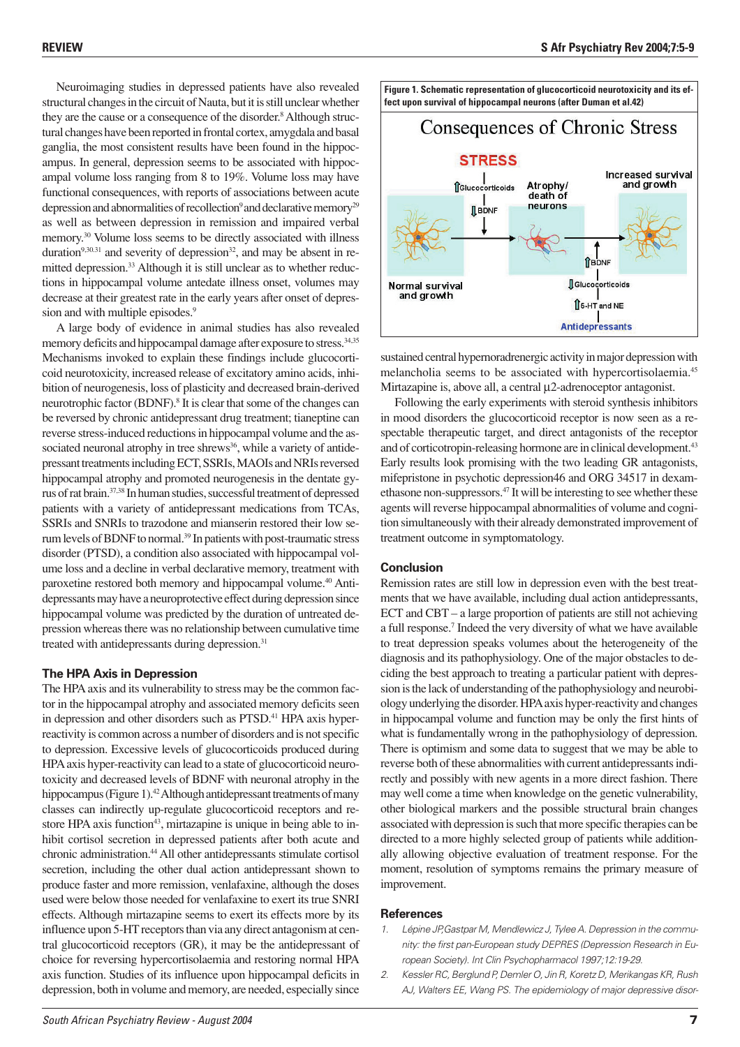Neuroimaging studies in depressed patients have also revealed structural changes in the circuit of Nauta, but it is still unclear whether they are the cause or a consequence of the disorder.[8] Although structural changes have been reported in frontal cortex, amygdala and basal ganglia, the most consistent results have been found in the hippocampus. In general, depression seems to be associated with hippocampal volume loss ranging from 8 to 19%. Volume loss may have functional consequences, with reports of associations between acute depression and abnormalities of recollection[9] and declarative memory[29] as well as between depression in remission and impaired verbal memory.[30] Volume loss seems to be directly associated with illness duration[9,30,31] and severity of depression[32], and may be absent in remitted depression.[33] Although it is still unclear as to whether reductions in hippocampal volume antedate illness onset, volumes may decrease at their greatest rate in the early years after onset of depression and with multiple episodes.[9]

A large body of evidence in animal studies has also revealed memory deficits and hippocampal damage after exposure to stress.[34,35] Mechanisms invoked to explain these findings include glucocorticoid neurotoxicity, increased release of excitatory amino acids, inhibition of neurogenesis, loss of plasticity and decreased brain-derived neurotrophic factor (BDNF).[8] It is clear that some of the changes can be reversed by chronic antidepressant drug treatment; tianeptine can reverse stress-induced reductions in hippocampal volume and the associated neuronal atrophy in tree shrews[36], while a variety of antidepressant treatments including ECT, SSRIs, MAOIs and NRIs reversed hippocampal atrophy and promoted neurogenesis in the dentate gyrus of rat brain.[37,38] In human studies, successful treatment of depressed patients with a variety of antidepressant medications from TCAs, SSRIs and SNRIs to trazodone and mianserin restored their low serum levels of BDNF to normal.[39] In patients with post-traumatic stress disorder (PTSD), a condition also associated with hippocampal volume loss and a decline in verbal declarative memory, treatment with paroxetine restored both memory and hippocampal volume.[40] Antidepressants may have a neuroprotective effect during depression since hippocampal volume was predicted by the duration of untreated depression whereas there was no relationship between cumulative time treated with antidepressants during depression.[31]

### The HPA Axis in Depression

The HPA axis and its vulnerability to stress may be the common factor in the hippocampal atrophy and associated memory deficits seen in depression and other disorders such as PTSD.[41] HPA axis hyperreactivity is common across a number of disorders and is not specific to depression. Excessive levels of glucocorticoids produced during HPA axis hyper-reactivity can lead to a state of glucocorticoid neurotoxicity and decreased levels of BDNF with neuronal atrophy in the hippocampus (Figure 1).[42] Although antidepressant treatments of many classes can indirectly up-regulate glucocorticoid receptors and restore HPA axis function[43], mirtazapine is unique in being able to inhibit cortisol secretion in depressed patients after both acute and chronic administration.[44] All other antidepressants stimulate cortisol secretion, including the other dual action antidepressant shown to produce faster and more remission, venlafaxine, although the doses used were below those needed for venlafaxine to exert its true SNRI effects. Although mirtazapine seems to exert its effects more by its influence upon 5-HT receptors than via any direct antagonism at central glucocorticoid receptors (GR), it may be the antidepressant of choice for reversing hypercortisolaemia and restoring normal HPA axis function. Studies of its influence upon hippocampal deficits in depression, both in volume and memory, are needed, especially since sustained central hypernoradrenergic activity in major depression with melancholia seems to be associated with hypercortisolaemia.[45] Mirtazapine is, above all, a central µ2-adrenoceptor antagonist.

**Figure 1. Schematic representation of glucocorticoid neurotoxicity and its effect upon survival of hippocampal neurons (after Duman et al.42)**

Following the early experiments with steroid synthesis inhibitors in mood disorders the glucocorticoid receptor is now seen as a respectable therapeutic target, and direct antagonists of the receptor and of corticotropin-releasing hormone are in clinical development.[43] Early results look promising with the two leading GR antagonists, mifepristone in psychotic depression46 and ORG 34517 in dexamethasone non-suppressors.[47] It will be interesting to see whether these agents will reverse hippocampal abnormalities of volume and cognition simultaneously with their already demonstrated improvement of treatment outcome in symptomatology.

### Conclusion

Remission rates are still low in depression even with the best treatments that we have available, including dual action antidepressants, ECT and CBT – a large proportion of patients are still not achieving a full response.[7] Indeed the very diversity of what we have available to treat depression speaks volumes about the heterogeneity of the diagnosis and its pathophysiology. One of the major obstacles to deciding the best approach to treating a particular patient with depression is the lack of understanding of the pathophysiology and neurobiology underlying the disorder. HPA axis hyper-reactivity and changes in hippocampal volume and function may be only the first hints of what is fundamentally wrong in the pathophysiology of depression. There is optimism and some data to suggest that we may be able to reverse both of these abnormalities with current antidepressants indirectly and possibly with new agents in a more direct fashion. There may well come a time when knowledge on the genetic vulnerability, other biological markers and the possible structural brain changes associated with depression is such that more specific therapies can be directed to a more highly selected group of patients while additionally allowing objective evaluation of treatment response. For the moment, resolution of symptoms remains the primary measure of improvement.

### References

1. Lépine JP, Gastpar M, Mendlewicz J, Tylee A. Depression in the community: the first pan-European study DEPRES (Depression Research in European Society). *Int Clin Psychopharmacol* 1997;12:19-29.
2. Kessler RC, Berglund P, Demler O, Jin R, Koretz D, Merikangas KR, Rush AJ, Walters EE, Wang PS. The epidemiology of major depressive disor-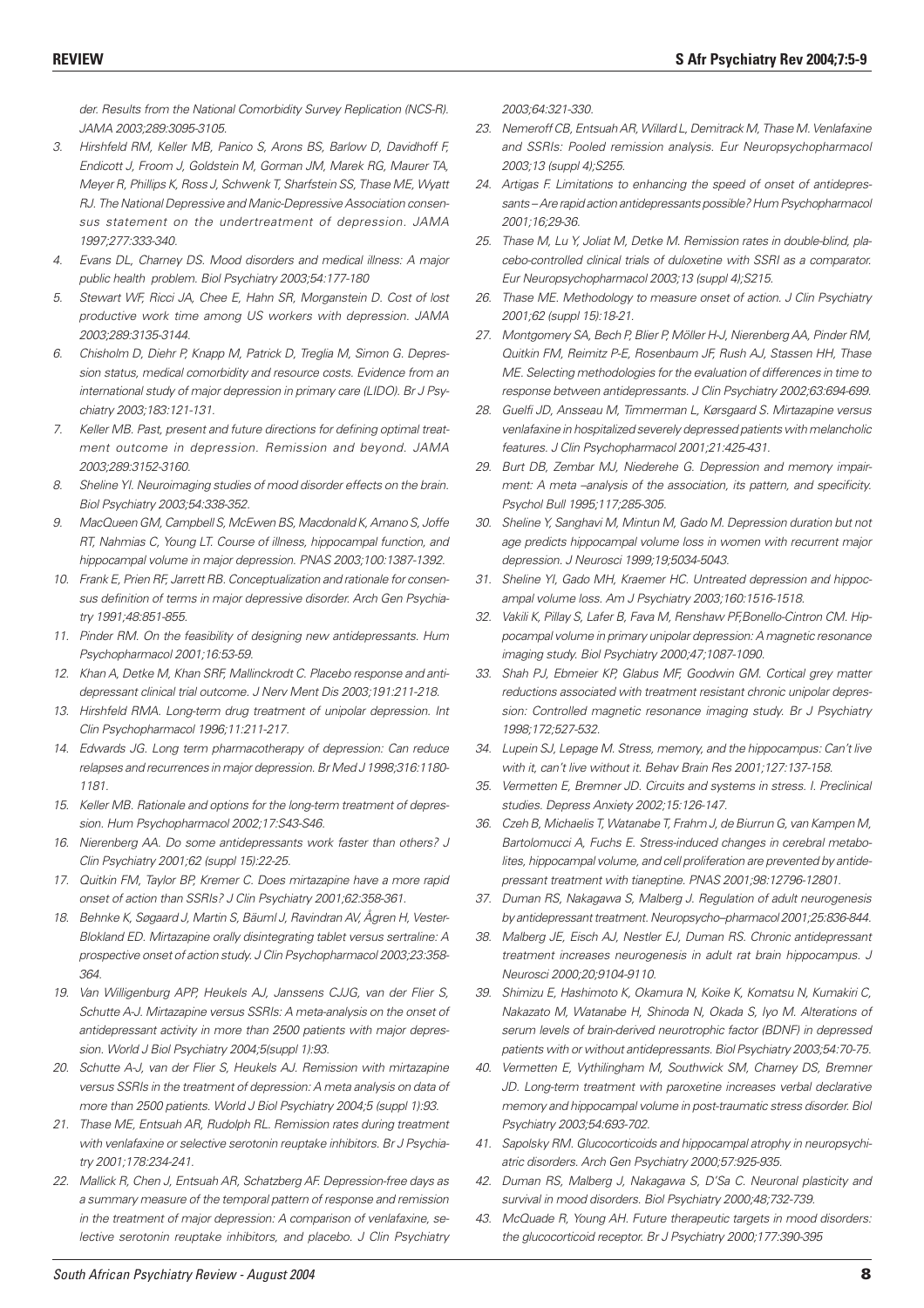der. Results from the National Comorbidity Survey Replication (NCS-R). JAMA 2003;289:3095-3105.

3. Hirshfeld RM, Keller MB, Panico S, Arons BS, Barlow D, Davidhoff F, Endicott J, Froom J, Goldstein M, Gorman JM, Marek RG, Maurer TA, Meyer R, Phillips K, Ross J, Schwenk T, Sharfstein SS, Thase ME, Wyatt RJ. The National Depressive and Manic-Depressive Association consensus statement on the undertreatment of depression. JAMA 1997;277:333-340.
4. Evans DL, Charney DS. Mood disorders and medical illness: A major public health problem. Biol Psychiatry 2003;54:177-180
5. Stewart WF, Ricci JA, Chee E, Hahn SR, Morganstein D. Cost of lost productive work time among US workers with depression. JAMA 2003;289:3135-3144.
6. Chisholm D, Diehr P, Knapp M, Patrick D, Treglia M, Simon G. Depression status, medical comorbidity and resource costs. Evidence from an international study of major depression in primary care (LIDO). Br J Psychiatry 2003;183:121-131.
7. Keller MB. Past, present and future directions for defining optimal treatment outcome in depression. Remission and beyond. JAMA 2003;289:3152-3160.
8. Sheline YI. Neuroimaging studies of mood disorder effects on the brain. Biol Psychiatry 2003;54:338-352.
9. MacQueen GM, Campbell S, McEwen BS, Macdonald K, Amano S, Joffe RT, Nahmias C, Young LT. Course of illness, hippocampal function, and hippocampal volume in major depression. PNAS 2003;100:1387-1392.
10. Frank E, Prien RF, Jarrett RB. Conceptualization and rationale for consensus definition of terms in major depressive disorder. Arch Gen Psychiatry 1991;48:851-855.
11. Pinder RM. On the feasibility of designing new antidepressants. Hum Psychopharmacol 2001;16:53-59.
12. Khan A, Detke M, Khan SRF, Mallinckrodt C. Placebo response and antidepressant clinical trial outcome. J Nerv Ment Dis 2003;191:211-218.
13. Hirshfeld RMA. Long-term drug treatment of unipolar depression. Int Clin Psychopharmacol 1996;11:211-217.
14. Edwards JG. Long term pharmacotherapy of depression: Can reduce relapses and recurrences in major depression. Br Med J 1998;316:1180-1181.
15. Keller MB. Rationale and options for the long-term treatment of depression. Hum Psychopharmacol 2002;17:S43-S46.
16. Nierenberg AA. Do some antidepressants work faster than others? J Clin Psychiatry 2001;62 (suppl 15):22-25.
17. Quitkin FM, Taylor BP, Kremer C. Does mirtazapine have a more rapid onset of action than SSRIs? J Clin Psychiatry 2001;62:358-361.
18. Behnke K, Søgaard J, Martin S, Bäuml J, Ravindran AV, Ågren H, Vester-Blokland ED. Mirtazapine orally disintegrating tablet versus sertraline: A prospective onset of action study. J Clin Psychopharmacol 2003;23:358-364.
19. Van Willigenburg APP, Heukels AJ, Janssens CJJG, van der Flier S, Schutte A-J. Mirtazapine versus SSRIs: A meta-analysis on the onset of antidepressant activity in more than 2500 patients with major depression. World J Biol Psychiatry 2004;5(suppl 1):93.
20. Schutte A-J, van der Flier S, Heukels AJ. Remission with mirtazapine versus SSRIs in the treatment of depression: A meta analysis on data of more than 2500 patients. World J Biol Psychiatry 2004;5 (suppl 1):93.
21. Thase ME, Entsuah AR, Rudolph RL. Remission rates during treatment with venlafaxine or selective serotonin reuptake inhibitors. Br J Psychiatry 2001;178:234-241.
22. Mallick R, Chen J, Entsuah AR, Schatzberg AF. Depression-free days as a summary measure of the temporal pattern of response and remission in the treatment of major depression: A comparison of venlafaxine, selective serotonin reuptake inhibitors, and placebo. J Clin Psychiatry 2003;64:321-330.
23. Nemeroff CB, Entsuah AR, Willard L, Demitrack M, Thase M. Venlafaxine and SSRIs: Pooled remission analysis. Eur Neuropsychopharmacol 2003;13 (suppl 4);S255.
24. Artigas F. Limitations to enhancing the speed of onset of antidepressants – Are rapid action antidepressants possible? Hum Psychopharmacol 2001;16;29-36.
25. Thase M, Lu Y, Joliat M, Detke M. Remission rates in double-blind, placebo-controlled clinical trials of duloxetine with SSRI as a comparator. Eur Neuropsychopharmacol 2003;13 (suppl 4);S215.
26. Thase ME. Methodology to measure onset of action. J Clin Psychiatry 2001;62 (suppl 15):18-21.
27. Montgomery SA, Bech P, Blier P, Möller H-J, Nierenberg AA, Pinder RM, Quitkin FM, Reimitz P-E, Rosenbaum JF, Rush AJ, Stassen HH, Thase ME. Selecting methodologies for the evaluation of differences in time to response between antidepressants. J Clin Psychiatry 2002;63:694-699.
28. Guelfi JD, Ansseau M, Timmerman L, Kørsgaard S. Mirtazapine versus venlafaxine in hospitalized severely depressed patients with melancholic features. J Clin Psychopharmacol 2001;21:425-431.
29. Burt DB, Zembar MJ, Niederehe G. Depression and memory impairment: A meta –analysis of the association, its pattern, and specificity. Psychol Bull 1995;117;285-305.
30. Sheline Y, Sanghavi M, Mintun M, Gado M. Depression duration but not age predicts hippocampal volume loss in women with recurrent major depression. J Neurosci 1999;19;5034-5043.
31. Sheline YI, Gado MH, Kraemer HC. Untreated depression and hippocampal volume loss. Am J Psychiatry 2003;160:1516-1518.
32. Vakili K, Pillay S, Lafer B, Fava M, Renshaw PF,Bonello-Cintron CM. Hippocampal volume in primary unipolar depression: A magnetic resonance imaging study. Biol Psychiatry 2000;47;1087-1090.
33. Shah PJ, Ebmeier KP, Glabus MF, Goodwin GM. Cortical grey matter reductions associated with treatment resistant chronic unipolar depression: Controlled magnetic resonance imaging study. Br J Psychiatry 1998;172;527-532.
34. Lupein SJ, Lepage M. Stress, memory, and the hippocampus: Can't live with it, can't live without it. Behav Brain Res 2001;127:137-158.
35. Vermetten E, Bremner JD. Circuits and systems in stress. I. Preclinical studies. Depress Anxiety 2002;15:126-147.
36. Czeh B, Michaelis T, Watanabe T, Frahm J, de Biurrun G, van Kampen M, Bartolomucci A, Fuchs E. Stress-induced changes in cerebral metabolites, hippocampal volume, and cell proliferation are prevented by antidepressant treatment with tianeptine. PNAS 2001;98:12796-12801.
37. Duman RS, Nakagawa S, Malberg J. Regulation of adult neurogenesis by antidepressant treatment. Neuropsycho–pharmacol 2001;25:836-844.
38. Malberg JE, Eisch AJ, Nestler EJ, Duman RS. Chronic antidepressant treatment increases neurogenesis in adult rat brain hippocampus. J Neurosci 2000;20;9104-9110.
39. Shimizu E, Hashimoto K, Okamura N, Koike K, Komatsu N, Kumakiri C, Nakazato M, Watanabe H, Shinoda N, Okada S, Iyo M. Alterations of serum levels of brain-derived neurotrophic factor (BDNF) in depressed patients with or without antidepressants. Biol Psychiatry 2003;54:70-75.
40. Vermetten E, Vythilingham M, Southwick SM, Charney DS, Bremner JD. Long-term treatment with paroxetine increases verbal declarative memory and hippocampal volume in post-traumatic stress disorder. Biol Psychiatry 2003;54:693-702.
41. Sapolsky RM. Glucocorticoids and hippocampal atrophy in neuropsychiatric disorders. Arch Gen Psychiatry 2000;57:925-935.
42. Duman RS, Malberg J, Nakagawa S, D'Sa C. Neuronal plasticity and survival in mood disorders. Biol Psychiatry 2000;48;732-739.
43. McQuade R, Young AH. Future therapeutic targets in mood disorders: the glucocorticoid receptor. Br J Psychiatry 2000;177:390-395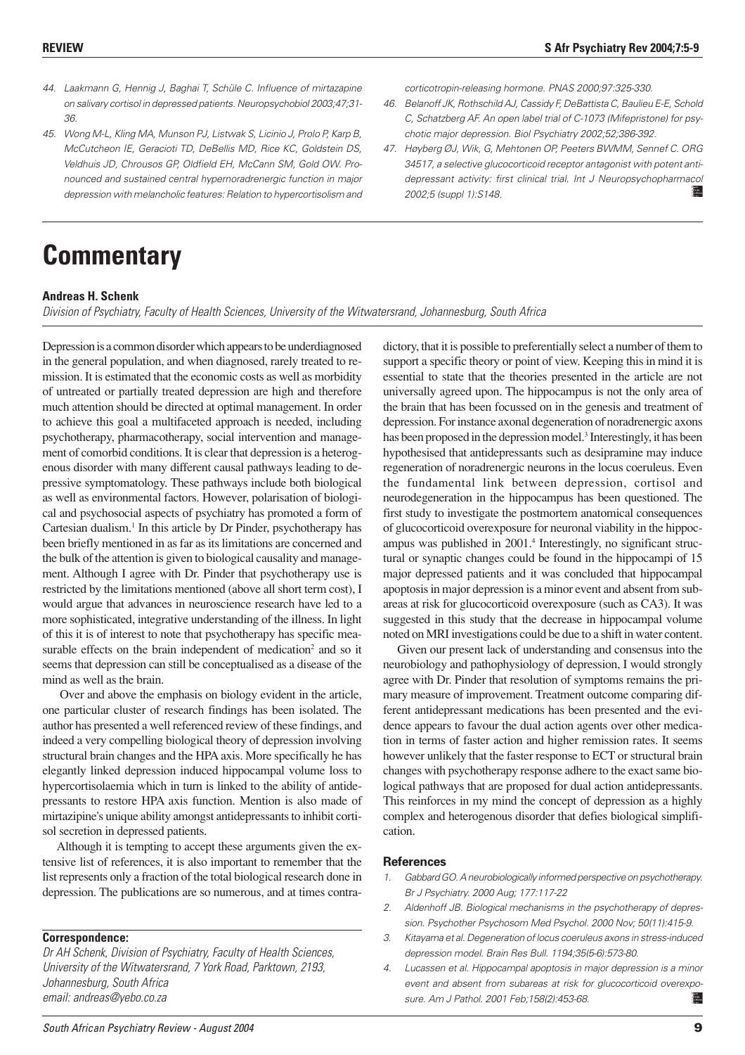44. Laakmann G, Hennig J, Baghai T, Schüle C. Influence of mirtazapine on salivary cortisol in depressed patients. Neuropsychobiol 2003;47;31-36.
45. Wong M-L, Kling MA, Munson PJ, Listwak S, Licinio J, Prolo P, Karp B, McCutcheon IE, Geracioti TD, DeBellis MD, Rice KC, Goldstein DS, Veldhuis JD, Chrousos GP, Oldfield EH, McCann SM, Gold OW. Pronounced and sustained central hypernoradrenergic function in major depression with melancholic features: Relation to hypercortisolism and corticotropin-releasing hormone. PNAS 2000;97:325-330.
46. Belanoff JK, Rothschild AJ, Cassidy F, DeBattista C, Baulieu E-E, Schold C, Schatzberg AF. An open label trial of C-1073 (Mifepristone) for psychotic major depression. Biol Psychiatry 2002;52;386-392.
47. Høyberg ØJ, Wik, G, Mehtonen OP, Peeters BWMM, Sennef C. ORG 34517, a selective glucocorticoid receptor antagonist with potent antidepressant activity: first clinical trial. Int J Neuropsychopharmacol 2002;5 (suppl 1):S148.

# Commentary

**Andreas H. Schenk**

*Division of Psychiatry, Faculty of Health Sciences, University of the Witwatersrand, Johannesburg, South Africa*

Depression is a common disorder which appears to be underdiagnosed in the general population, and when diagnosed, rarely treated to remission. It is estimated that the economic costs as well as morbidity of untreated or partially treated depression are high and therefore much attention should be directed at optimal management. In order to achieve this goal a multifaceted approach is needed, including psychotherapy, pharmacotherapy, social intervention and management of comorbid conditions. It is clear that depression is a heterogenous disorder with many different causal pathways leading to depressive symptomatology. These pathways include both biological as well as environmental factors. However, polarisation of biological and psychosocial aspects of psychiatry has promoted a form of Cartesian dualism.[1] In this article by Dr Pinder, psychotherapy has been briefly mentioned in as far as its limitations are concerned and the bulk of the attention is given to biological causality and management. Although I agree with Dr. Pinder that psychotherapy use is restricted by the limitations mentioned (above all short term cost), I would argue that advances in neuroscience research have led to a more sophisticated, integrative understanding of the illness. In light of this it is of interest to note that psychotherapy has specific measurable effects on the brain independent of medication[2] and so it seems that depression can still be conceptualised as a disease of the mind as well as the brain.

Over and above the emphasis on biology evident in the article, one particular cluster of research findings has been isolated. The author has presented a well referenced review of these findings, and indeed a very compelling biological theory of depression involving structural brain changes and the HPA axis. More specifically he has elegantly linked depression induced hippocampal volume loss to hypercortisolaemia which in turn is linked to the ability of antidepressants to restore HPA axis function. Mention is also made of mirtazipine's unique ability amongst antidepressants to inhibit cortisol secretion in depressed patients.

Although it is tempting to accept these arguments given the extensive list of references, it is also important to remember that the list represents only a fraction of the total biological research done in depression. The publications are so numerous, and at times contradictory, that it is possible to preferentially select a number of them to support a specific theory or point of view. Keeping this in mind it is essential to state that the theories presented in the article are not universally agreed upon. The hippocampus is not the only area of the brain that has been focussed on in the genesis and treatment of depression. For instance axonal degeneration of noradrenergic axons has been proposed in the depression model.[3] Interestingly, it has been hypothesised that antidepressants such as desipramine may induce regeneration of noradrenergic neurons in the locus coeruleus. Even the fundamental link between depression, cortisol and neurodegeneration in the hippocampus has been questioned. The first study to investigate the postmortem anatomical consequences of glucocorticoid overexposure for neuronal viability in the hippocampus was published in 2001.[4] Interestingly, no significant structural or synaptic changes could be found in the hippocampi of 15 major depressed patients and it was concluded that hippocampal apoptosis in major depression is a minor event and absent from subareas at risk for glucocorticoid overexposure (such as CA3). It was suggested in this study that the decrease in hippocampal volume noted on MRI investigations could be due to a shift in water content.

Given our present lack of understanding and consensus into the neurobiology and pathophysiology of depression, I would strongly agree with Dr. Pinder that resolution of symptoms remains the primary measure of improvement. Treatment outcome comparing different antidepressant medications has been presented and the evidence appears to favour the dual action agents over other medication in terms of faster action and higher remission rates. It seems however unlikely that the faster response to ECT or structural brain changes with psychotherapy response adhere to the exact same biological pathways that are proposed for dual action antidepressants. This reinforces in my mind the concept of depression as a highly complex and heterogenous disorder that defies biological simplification.

**Correspondence:**

*Dr AH Schenk, Division of Psychiatry, Faculty of Health Sciences, University of the Witwatersrand, 7 York Road, Parktown, 2193, Johannesburg, South Africa*
*email: andreas@yebo.co.za*

### References

1. Gabbard GO. A neurobiologically informed perspective on psychotherapy. Br J Psychiatry. 2000 Aug; 177:117-22
2. Aldenhoff JB. Biological mechanisms in the psychotherapy of depression. Psychother Psychosom Med Psychol. 2000 Nov; 50(11):415-9.
3. Kitayama et al. Degeneration of locus coeruleus axons in stress-induced depression model. Brain Res Bull. 1194;35(5-6):573-80.
4. Lucassen et al. Hippocampal apoptosis in major depression is a minor event and absent from subareas at risk for glucocorticoid overexposure. Am J Pathol. 2001 Feb;158(2):453-68.